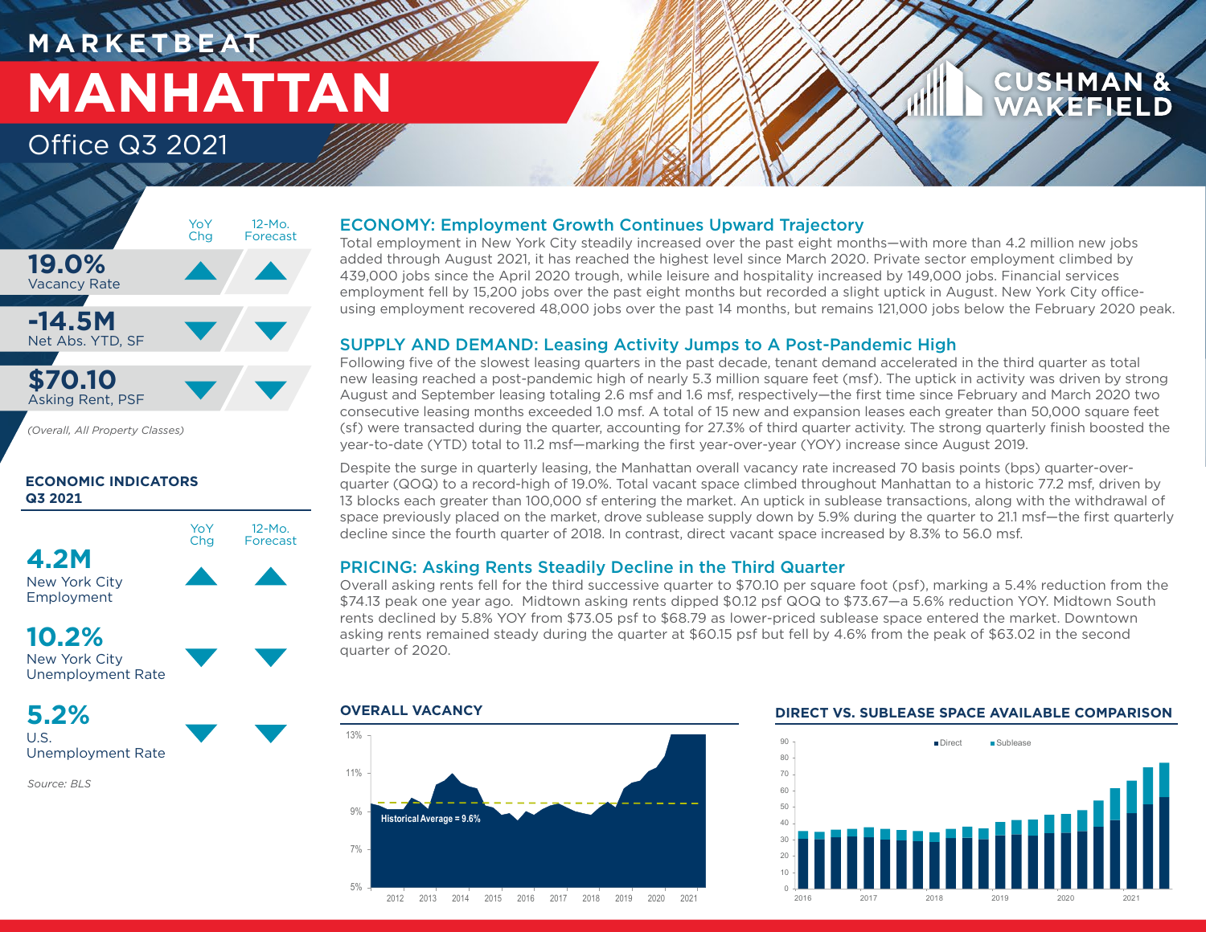# MARKETBEAT

# MANHATTAN

## Office Q3 2021

| | YoY Chg | 12-Mo. Forecast |
|---|---|---|
| **19.0%** Vacancy Rate | ▲ | ▲ |
| **-14.5M** Net Abs. YTD, SF | ▼ | ▼ |
| **$70.10** Asking Rent, PSF | ▼ | ▼ |

*(Overall, All Property Classes)*

**ECONOMIC INDICATORS Q3 2021**

| | YoY Chg | 12-Mo. Forecast |
|---|---|---|
| **4.2M** New York City Employment | ▲ | ▲ |
| **10.2%** New York City Unemployment Rate | ▼ | ▼ |
| **5.2%** U.S. Unemployment Rate | ▼ | ▼ |

*Source: BLS*

## ECONOMY: Employment Growth Continues Upward Trajectory

Total employment in New York City steadily increased over the past eight months—with more than 4.2 million new jobs added through August 2021, it has reached the highest level since March 2020. Private sector employment climbed by 439,000 jobs since the April 2020 trough, while leisure and hospitality increased by 149,000 jobs. Financial services employment fell by 15,200 jobs over the past eight months but recorded a slight uptick in August. New York City office-using employment recovered 48,000 jobs over the past 14 months, but remains 121,000 jobs below the February 2020 peak.

## SUPPLY AND DEMAND: Leasing Activity Jumps to A Post-Pandemic High

Following five of the slowest leasing quarters in the past decade, tenant demand accelerated in the third quarter as total new leasing reached a post-pandemic high of nearly 5.3 million square feet (msf). The uptick in activity was driven by strong August and September leasing totaling 2.6 msf and 1.6 msf, respectively—the first time since February and March 2020 two consecutive leasing months exceeded 1.0 msf. A total of 15 new and expansion leases each greater than 50,000 square feet (sf) were transacted during the quarter, accounting for 27.3% of third quarter activity. The strong quarterly finish boosted the year-to-date (YTD) total to 11.2 msf—marking the first year-over-year (YOY) increase since August 2019.

Despite the surge in quarterly leasing, the Manhattan overall vacancy rate increased 70 basis points (bps) quarter-over-quarter (QOQ) to a record-high of 19.0%. Total vacant space climbed throughout Manhattan to a historic 77.2 msf, driven by 13 blocks each greater than 100,000 sf entering the market. An uptick in sublease transactions, along with the withdrawal of space previously placed on the market, drove sublease supply down by 5.9% during the quarter to 21.1 msf—the first quarterly decline since the fourth quarter of 2018. In contrast, direct vacant space increased by 8.3% to 56.0 msf.

## PRICING: Asking Rents Steadily Decline in the Third Quarter

Overall asking rents fell for the third successive quarter to $70.10 per square foot (psf), marking a 5.4% reduction from the $74.13 peak one year ago. Midtown asking rents dipped $0.12 psf QOQ to $73.67—a 5.6% reduction YOY. Midtown South rents declined by 5.8% YOY from $73.05 psf to $68.79 as lower-priced sublease space entered the market. Downtown asking rents remained steady during the quarter at $60.15 psf but fell by 4.6% from the peak of $63.02 in the second quarter of 2020.

**OVERALL VACANCY**

Historical Average = 9.6%

**DIRECT VS. SUBLEASE SPACE AVAILABLE COMPARISON**

■ Direct ■ Sublease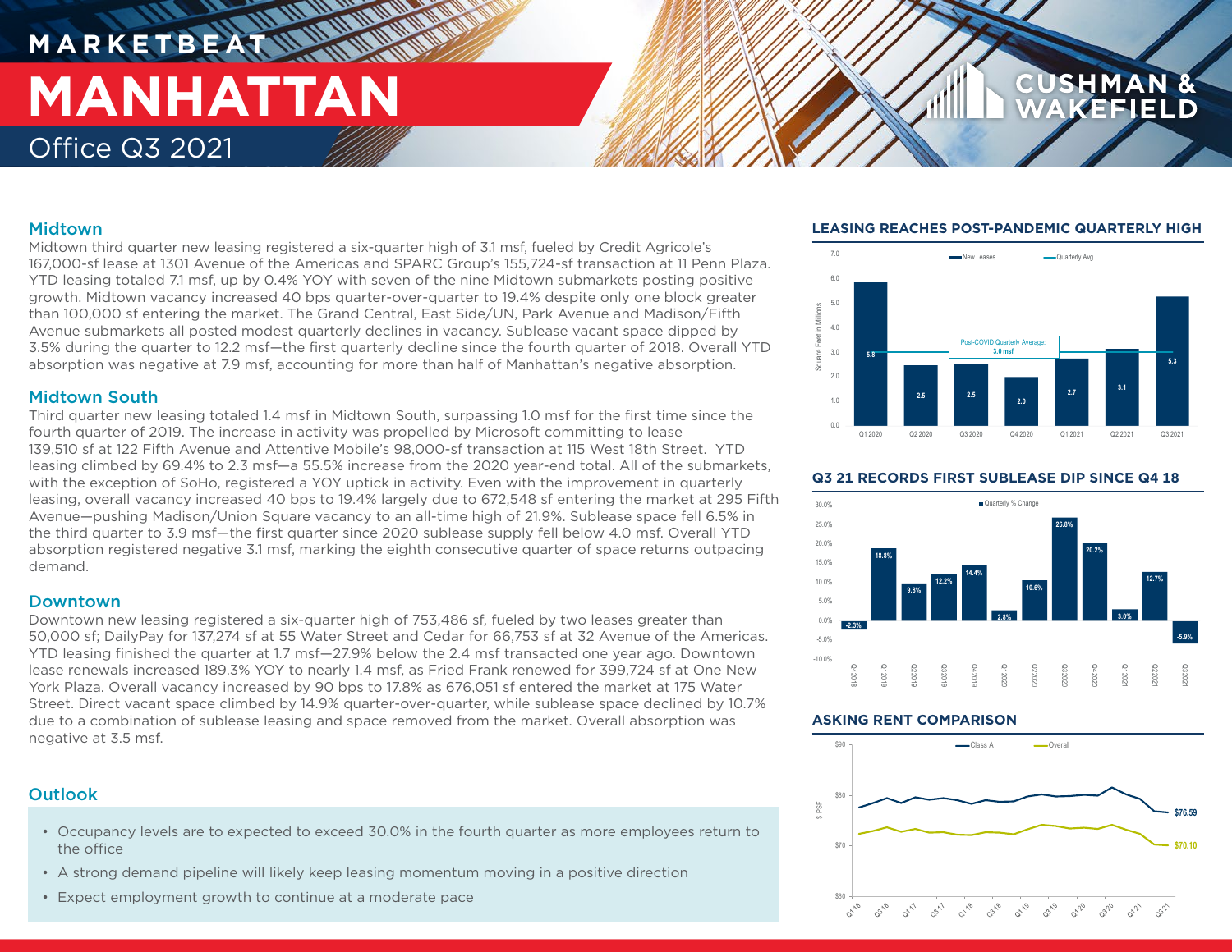# MARKETBEAT

# MANHATTAN

Office Q3 2021

## Midtown

Midtown third quarter new leasing registered a six-quarter high of 3.1 msf, fueled by Credit Agricole's 167,000-sf lease at 1301 Avenue of the Americas and SPARC Group's 155,724-sf transaction at 11 Penn Plaza. YTD leasing totaled 7.1 msf, up by 0.4% YOY with seven of the nine Midtown submarkets posting positive growth. Midtown vacancy increased 40 bps quarter-over-quarter to 19.4% despite only one block greater than 100,000 sf entering the market. The Grand Central, East Side/UN, Park Avenue and Madison/Fifth Avenue submarkets all posted modest quarterly declines in vacancy. Sublease vacant space dipped by 3.5% during the quarter to 12.2 msf—the first quarterly decline since the fourth quarter of 2018. Overall YTD absorption was negative at 7.9 msf, accounting for more than half of Manhattan's negative absorption.

## Midtown South

Third quarter new leasing totaled 1.4 msf in Midtown South, surpassing 1.0 msf for the first time since the fourth quarter of 2019. The increase in activity was propelled by Microsoft committing to lease 139,510 sf at 122 Fifth Avenue and Attentive Mobile's 98,000-sf transaction at 115 West 18th Street. YTD leasing climbed by 69.4% to 2.3 msf—a 55.5% increase from the 2020 year-end total. All of the submarkets, with the exception of SoHo, registered a YOY uptick in activity. Even with the improvement in quarterly leasing, overall vacancy increased 40 bps to 19.4% largely due to 672,548 sf entering the market at 295 Fifth Avenue—pushing Madison/Union Square vacancy to an all-time high of 21.9%. Sublease space fell 6.5% in the third quarter to 3.9 msf—the first quarter since 2020 sublease supply fell below 4.0 msf. Overall YTD absorption registered negative 3.1 msf, marking the eighth consecutive quarter of space returns outpacing demand.

## Downtown

Downtown new leasing registered a six-quarter high of 753,486 sf, fueled by two leases greater than 50,000 sf; DailyPay for 137,274 sf at 55 Water Street and Cedar for 66,753 sf at 32 Avenue of the Americas. YTD leasing finished the quarter at 1.7 msf—27.9% below the 2.4 msf transacted one year ago. Downtown lease renewals increased 189.3% YOY to nearly 1.4 msf, as Fried Frank renewed for 399,724 sf at One New York Plaza. Overall vacancy increased by 90 bps to 17.8% as 676,051 sf entered the market at 175 Water Street. Direct vacant space climbed by 14.9% quarter-over-quarter, while sublease space declined by 10.7% due to a combination of sublease leasing and space removed from the market. Overall absorption was negative at 3.5 msf.

## Outlook

- Occupancy levels are to expected to exceed 30.0% in the fourth quarter as more employees return to the office
- A strong demand pipeline will likely keep leasing momentum moving in a positive direction
- Expect employment growth to continue at a moderate pace

### LEASING REACHES POST-PANDEMIC QUARTERLY HIGH

| Quarter | New Leases (msf) |
|---|---|
| Q1 2020 | 5.8 |
| Q2 2020 | 2.5 |
| Q3 2020 | 2.5 |
| Q4 2020 | 2.0 |
| Q1 2021 | 2.7 |
| Q2 2021 | 3.1 |
| Q3 2021 | 5.3 |

Post-COVID Quarterly Average: 3.0 msf

### Q3 21 RECORDS FIRST SUBLEASE DIP SINCE Q4 18

| Quarter | Quarterly % Change |
|---|---|
| Q4 2018 | -2.3% |
| Q1 2019 | 18.8% |
| Q2 2019 | 9.8% |
| Q3 2019 | 12.2% |
| Q4 2019 | 14.4% |
| Q1 2020 | 2.8% |
| Q2 2020 | 10.6% |
| Q3 2020 | 26.8% |
| Q4 2020 | 20.2% |
| Q1 2021 | 3.0% |
| Q2 2021 | 12.7% |
| Q3 2021 | -5.9% |

### ASKING RENT COMPARISON

Class A: $76.59; Overall: $70.10 (Q3 21)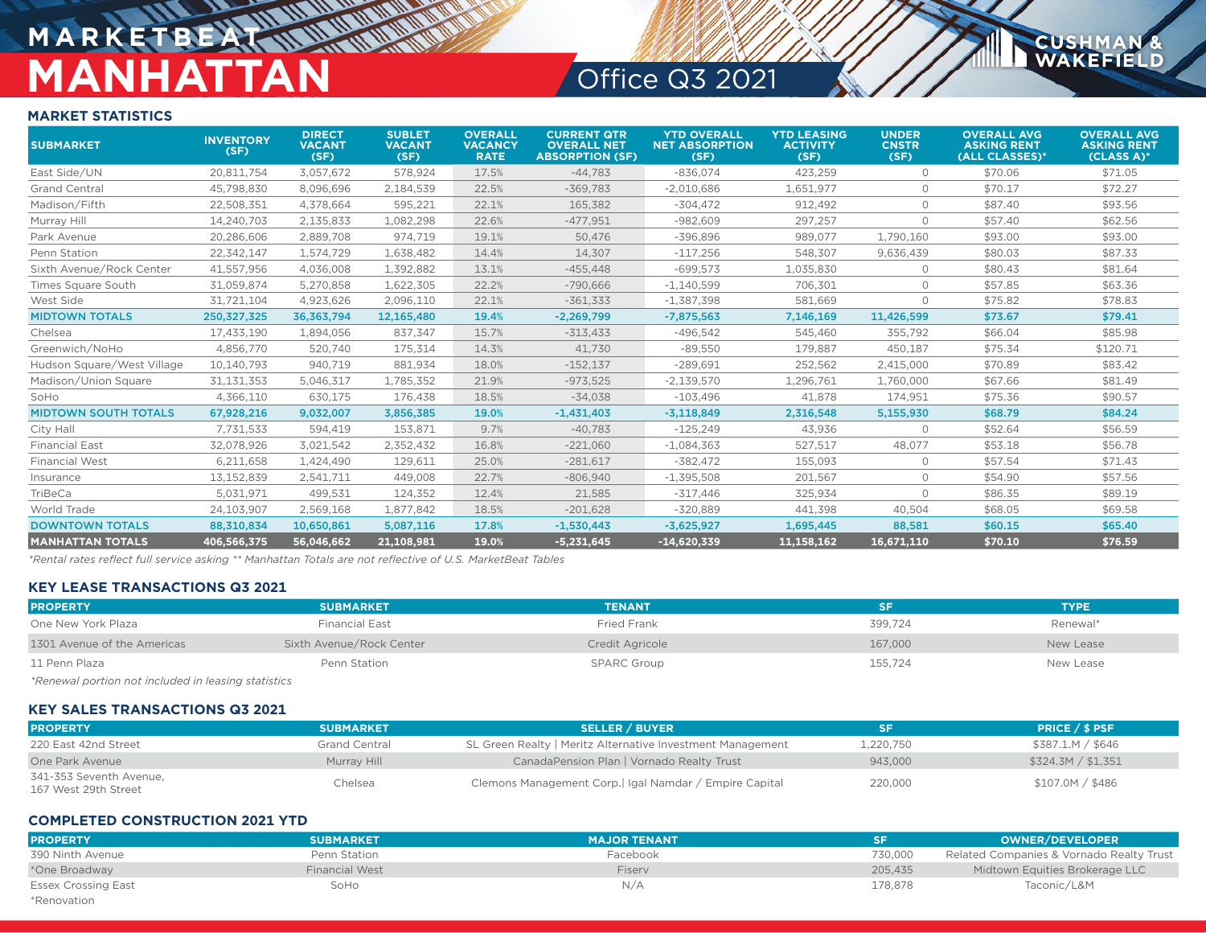# MARKETBEAT
# MANHATTAN
## Office Q3 2021

### MARKET STATISTICS

| SUBMARKET | INVENTORY (SF) | DIRECT VACANT (SF) | SUBLET VACANT (SF) | OVERALL VACANCY RATE | CURRENT QTR OVERALL NET ABSORPTION (SF) | YTD OVERALL NET ABSORPTION (SF) | YTD LEASING ACTIVITY (SF) | UNDER CNSTR (SF) | OVERALL AVG ASKING RENT (ALL CLASSES)* | OVERALL AVG ASKING RENT (CLASS A)* |
|---|---|---|---|---|---|---|---|---|---|---|
| East Side/UN | 20,811,754 | 3,057,672 | 578,924 | 17.5% | -44,783 | -836,074 | 423,259 | 0 | $70.06 | $71.05 |
| Grand Central | 45,798,830 | 8,096,696 | 2,184,539 | 22.5% | -369,783 | -2,010,686 | 1,651,977 | 0 | $70.17 | $72.27 |
| Madison/Fifth | 22,508,351 | 4,378,664 | 595,221 | 22.1% | 165,382 | -304,472 | 912,492 | 0 | $87.40 | $93.56 |
| Murray Hill | 14,240,703 | 2,135,833 | 1,082,298 | 22.6% | -477,951 | -982,609 | 297,257 | 0 | $57.40 | $62.56 |
| Park Avenue | 20,286,606 | 2,889,708 | 974,719 | 19.1% | 50,476 | -396,896 | 989,077 | 1,790,160 | $93.00 | $93.00 |
| Penn Station | 22,342,147 | 1,574,729 | 1,638,482 | 14.4% | 14,307 | -117,256 | 548,307 | 9,636,439 | $80.03 | $87.33 |
| Sixth Avenue/Rock Center | 41,557,956 | 4,036,008 | 1,392,882 | 13.1% | -455,448 | -699,573 | 1,035,830 | 0 | $80.43 | $81.64 |
| Times Square South | 31,059,874 | 5,270,858 | 1,622,305 | 22.2% | -790,666 | -1,140,599 | 706,301 | 0 | $57.85 | $63.36 |
| West Side | 31,721,104 | 4,923,626 | 2,096,110 | 22.1% | -361,333 | -1,387,398 | 581,669 | 0 | $75.82 | $78.83 |
| **MIDTOWN TOTALS** | **250,327,325** | **36,363,794** | **12,165,480** | **19.4%** | **-2,269,799** | **-7,875,563** | **7,146,169** | **11,426,599** | **$73.67** | **$79.41** |
| Chelsea | 17,433,190 | 1,894,056 | 837,347 | 15.7% | -313,433 | -496,542 | 545,460 | 355,792 | $66.04 | $85.98 |
| Greenwich/NoHo | 4,856,770 | 520,740 | 175,314 | 14.3% | 41,730 | -89,550 | 179,887 | 450,187 | $75.34 | $120.71 |
| Hudson Square/West Village | 10,140,793 | 940,719 | 881,934 | 18.0% | -152,137 | -289,691 | 252,562 | 2,415,000 | $70.89 | $83.42 |
| Madison/Union Square | 31,131,353 | 5,046,317 | 1,785,352 | 21.9% | -973,525 | -2,139,570 | 1,296,761 | 1,760,000 | $67.66 | $81.49 |
| SoHo | 4,366,110 | 630,175 | 176,438 | 18.5% | -34,038 | -103,496 | 41,878 | 174,951 | $75.36 | $90.57 |
| **MIDTOWN SOUTH TOTALS** | **67,928,216** | **9,032,007** | **3,856,385** | **19.0%** | **-1,431,403** | **-3,118,849** | **2,316,548** | **5,155,930** | **$68.79** | **$84.24** |
| City Hall | 7,731,533 | 594,419 | 153,871 | 9.7% | -40,783 | -125,249 | 43,936 | 0 | $52.64 | $56.59 |
| Financial East | 32,078,926 | 3,021,542 | 2,352,432 | 16.8% | -221,060 | -1,084,363 | 527,517 | 48,077 | $53.18 | $56.78 |
| Financial West | 6,211,658 | 1,424,490 | 129,611 | 25.0% | -281,617 | -382,472 | 155,093 | 0 | $57.54 | $71.43 |
| Insurance | 13,152,839 | 2,541,711 | 449,008 | 22.7% | -806,940 | -1,395,508 | 201,567 | 0 | $54.90 | $57.56 |
| TriBeCa | 5,031,971 | 499,531 | 124,352 | 12.4% | 21,585 | -317,446 | 325,934 | 0 | $86.35 | $89.19 |
| World Trade | 24,103,907 | 2,569,168 | 1,877,842 | 18.5% | -201,628 | -320,889 | 441,398 | 40,504 | $68.05 | $69.58 |
| **DOWNTOWN TOTALS** | **88,310,834** | **10,650,861** | **5,087,116** | **17.8%** | **-1,530,443** | **-3,625,927** | **1,695,445** | **88,581** | **$60.15** | **$65.40** |
| **MANHATTAN TOTALS** | **406,566,375** | **56,046,662** | **21,108,981** | **19.0%** | **-5,231,645** | **-14,620,339** | **11,158,162** | **16,671,110** | **$70.10** | **$76.59** |

*Rental rates reflect full service asking ** Manhattan Totals are not reflective of U.S. MarketBeat Tables

### KEY LEASE TRANSACTIONS Q3 2021

| PROPERTY | SUBMARKET | TENANT | SF | TYPE |
|---|---|---|---|---|
| One New York Plaza | Financial East | Fried Frank | 399,724 | Renewal* |
| 1301 Avenue of the Americas | Sixth Avenue/Rock Center | Credit Agricole | 167,000 | New Lease |
| 11 Penn Plaza | Penn Station | SPARC Group | 155,724 | New Lease |

*Renewal portion not included in leasing statistics

### KEY SALES TRANSACTIONS Q3 2021

| PROPERTY | SUBMARKET | SELLER / BUYER | SF | PRICE / $ PSF |
|---|---|---|---|---|
| 220 East 42nd Street | Grand Central | SL Green Realty \| Meritz Alternative Investment Management | 1,220,750 | $387.1M / $646 |
| One Park Avenue | Murray Hill | CanadaPension Plan \| Vornado Realty Trust | 943,000 | $324.3M / $1,351 |
| 341-353 Seventh Avenue, 167 West 29th Street | Chelsea | Clemons Management Corp.\| Igal Namdar / Empire Capital | 220,000 | $107.0M / $486 |

### COMPLETED CONSTRUCTION 2021 YTD

| PROPERTY | SUBMARKET | MAJOR TENANT | SF | OWNER/DEVELOPER |
|---|---|---|---|---|
| 390 Ninth Avenue | Penn Station | Facebook | 730,000 | Related Companies & Vornado Realty Trust |
| *One Broadway | Financial West | Fiserv | 205,435 | Midtown Equities Brokerage LLC |
| Essex Crossing East | SoHo | N/A | 178,878 | Taconic/L&M |

*Renovation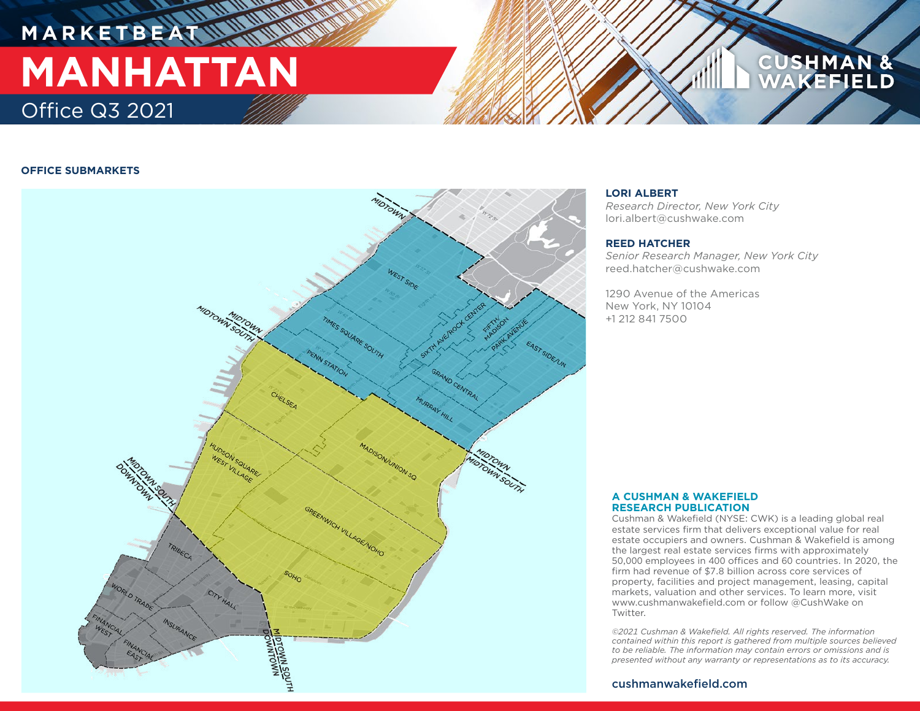# MARKETBEAT

# MANHATTAN

## Office Q3 2021

### OFFICE SUBMARKETS

MIDTOWN

WEST SIDE

MIDTOWN

MIDTOWN SOUTH

TIMES SQUARE SOUTH

SIXTH AVE/ROCK CENTER

FIFTH MADISON

PARK AVENUE

EAST SIDE/UN

PENN STATION

GRAND CENTRAL

MURRAY HILL

CHELSEA

MADISON/UNION SQ

MIDTOWN

MIDTOWN SOUTH

HUDSON SQUARE/ WEST VILLAGE

MIDTOWN SOUTH

DOWNTOWN

GREENWICH VILLAGE/NOHO

TRIBECA

SOHO

WORLD TRADE

CITY HALL

FINANCIAL WEST

INSURANCE

FINANCIAL EAST

MIDTOWN SOUTH

DOWNTOWN

**LORI ALBERT**
*Research Director, New York City*
lori.albert@cushwake.com

**REED HATCHER**
*Senior Research Manager, New York City*
reed.hatcher@cushwake.com

1290 Avenue of the Americas
New York, NY 10104
+1 212 841 7500

**A CUSHMAN & WAKEFIELD RESEARCH PUBLICATION**

Cushman & Wakefield (NYSE: CWK) is a leading global real estate services firm that delivers exceptional value for real estate occupiers and owners. Cushman & Wakefield is among the largest real estate services firms with approximately 50,000 employees in 400 offices and 60 countries. In 2020, the firm had revenue of $7.8 billion across core services of property, facilities and project management, leasing, capital markets, valuation and other services. To learn more, visit www.cushmanwakefield.com or follow @CushWake on Twitter.

*©2021 Cushman & Wakefield. All rights reserved. The information contained within this report is gathered from multiple sources believed to be reliable. The information may contain errors or omissions and is presented without any warranty or representations as to its accuracy.*

cushmanwakefield.com